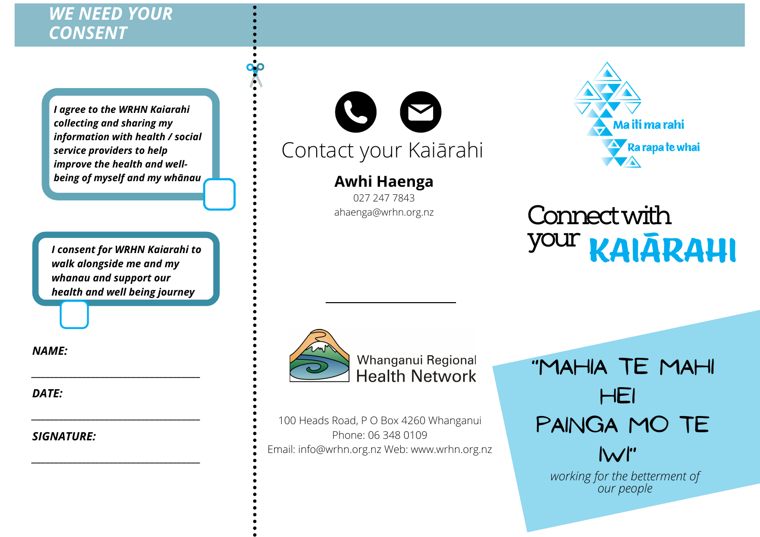## WE NEED YOUR CONSENT

*I agree to the WRHN Kaiarahi collecting and sharing my information with health / social service providers to help improve the health and well-being of myself and my whānau*

☐

*I consent for WRHN Kaiarahi to walk alongside me and my whanau and support our health and well being journey*

☐

***NAME:***

______________________________

***DATE:***

______________________________

***SIGNATURE:***

______________________________

## Contact your Kaiārahi

**Awhi Haenga**

027 247 7843

ahaenga@wrhn.org.nz

______________________

Whanganui Regional Health Network

100 Heads Road, P O Box 4260 Whanganui
Phone: 06 348 0109
Email: info@wrhn.org.nz Web: www.wrhn.org.nz

Ma iti ma rahi
Ra rapa te whai

# Connect with your KAIĀRAHI

"MAHIA TE MAHI HEI PAINGA MO TE IWI"

*working for the betterment of our people*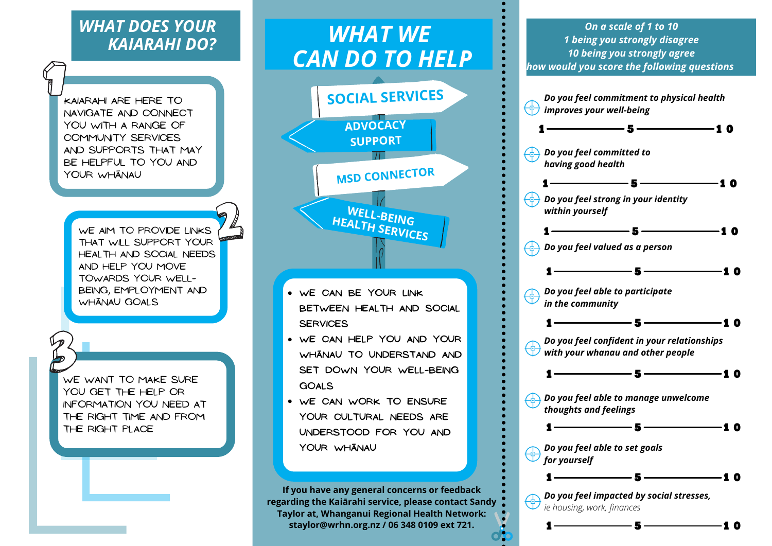## WHAT DOES YOUR KAIARAHI DO?

1. KAIARAHI ARE HERE TO NAVIGATE AND CONNECT YOU WITH A RANGE OF COMMUNITY SERVICES AND SUPPORTS THAT MAY BE HELPFUL TO YOU AND YOUR WHĀNAU

2. WE AIM TO PROVIDE LINKS THAT WILL SUPPORT YOUR HEALTH AND SOCIAL NEEDS AND HELP YOU MOVE TOWARDS YOUR WELL-BEING, EMPLOYMENT AND WHĀNAU GOALS

3. WE WANT TO MAKE SURE YOU GET THE HELP OR INFORMATION YOU NEED AT THE RIGHT TIME AND FROM THE RIGHT PLACE

## WHAT WE CAN DO TO HELP

SOCIAL SERVICES

ADVOCACY SUPPORT

MSD CONNECTOR

WELL-BEING HEALTH SERVICES

- WE CAN BE YOUR LINK BETWEEN HEALTH AND SOCIAL SERVICES
- WE CAN HELP YOU AND YOUR WHĀNAU TO UNDERSTAND AND SET DOWN YOUR WELL-BEING GOALS
- WE CAN WORK TO ENSURE YOUR CULTURAL NEEDS ARE UNDERSTOOD FOR YOU AND YOUR WHĀNAU

**If you have any general concerns or feedback regarding the Kaiārahi service, please contact Sandy Taylor at, Whanganui Regional Health Network: staylor@wrhn.org.nz / 06 348 0109 ext 721.**

***On a scale of 1 to 10, 1 being you strongly disagree, 10 being you strongly agree, how would you score the following questions***

***Do you feel commitment to physical health improves your well-being***

1 ———— 5 ———— 10

***Do you feel committed to having good health***

1 ———— 5 ———— 10

***Do you feel strong in your identity within yourself***

1 ———— 5 ———— 10

***Do you feel valued as a person***

1 ———— 5 ———— 10

***Do you feel able to participate in the community***

1 ———— 5 ———— 10

***Do you feel confident in your relationships with your whanau and other people***

1 ———— 5 ———— 10

***Do you feel able to manage unwelcome thoughts and feelings***

1 ———— 5 ———— 10

***Do you feel able to set goals for yourself***

1 ———— 5 ———— 10

***Do you feel impacted by social stresses,*** *ie housing, work, finances*

1 ———— 5 ———— 10